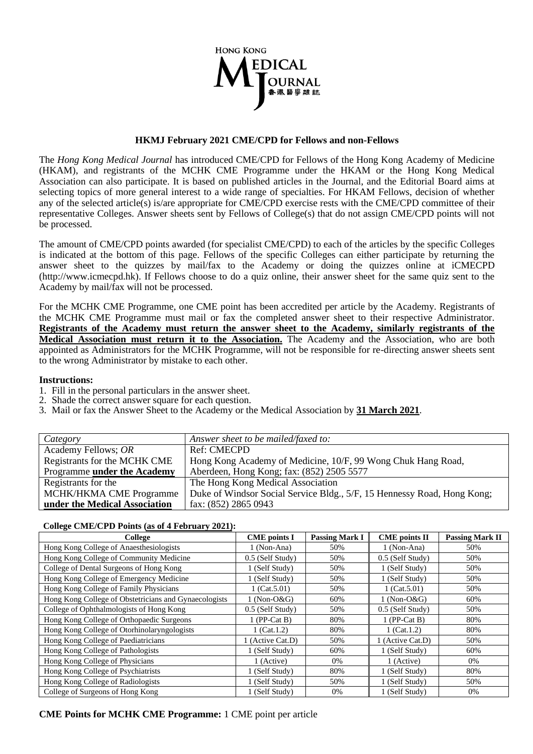## HKMJ February 2021 CME/CPD for Fellows and non-Fellows

The *Hong Kong Medical Journal* has introduced CME/CPD for Fellows of the Hong Kong Academy of Medicine (HKAM), and registrants of the MCHK CME Programme under the HKAM or the Hong Kong Medical Association can also participate. It is based on published articles in the Journal, and the Editorial Board aims at selecting topics of more general interest to a wide range of specialties. For HKAM Fellows, decision of whether any of the selected article(s) is/are appropriate for CME/CPD exercise rests with the CME/CPD committee of their representative Colleges. Answer sheets sent by Fellows of College(s) that do not assign CME/CPD points will not be processed.

The amount of CME/CPD points awarded (for specialist CME/CPD) to each of the articles by the specific Colleges is indicated at the bottom of this page. Fellows of the specific Colleges can either participate by returning the answer sheet to the quizzes by mail/fax to the Academy or doing the quizzes online at iCMECPD (http://www.icmecpd.hk). If Fellows choose to do a quiz online, their answer sheet for the same quiz sent to the Academy by mail/fax will not be processed.

For the MCHK CME Programme, one CME point has been accredited per article by the Academy. Registrants of the MCHK CME Programme must mail or fax the completed answer sheet to their respective Administrator. **Registrants of the Academy must return the answer sheet to the Academy, similarly registrants of the Medical Association must return it to the Association.** The Academy and the Association, who are both appointed as Administrators for the MCHK Programme, will not be responsible for re-directing answer sheets sent to the wrong Administrator by mistake to each other.

**Instructions:**

1. Fill in the personal particulars in the answer sheet.
2. Shade the correct answer square for each question.
3. Mail or fax the Answer Sheet to the Academy or the Medical Association by **31 March 2021**.

| *Category* | *Answer sheet to be mailed/faxed to:* |
|---|---|
| Academy Fellows; *OR* Registrants for the MCHK CME Programme **under the Academy** | Ref: CMECPD<br>Hong Kong Academy of Medicine, 10/F, 99 Wong Chuk Hang Road, Aberdeen, Hong Kong; fax: (852) 2505 5577 |
| Registrants for the MCHK/HKMA CME Programme **under the Medical Association** | The Hong Kong Medical Association<br>Duke of Windsor Social Service Bldg., 5/F, 15 Hennessy Road, Hong Kong; fax: (852) 2865 0943 |

**College CME/CPD Points (as of 4 February 2021):**

| College | CME points I | Passing Mark I | CME points II | Passing Mark II |
|---|---|---|---|---|
| Hong Kong College of Anaesthesiologists | 1 (Non-Ana) | 50% | 1 (Non-Ana) | 50% |
| Hong Kong College of Community Medicine | 0.5 (Self Study) | 50% | 0.5 (Self Study) | 50% |
| College of Dental Surgeons of Hong Kong | 1 (Self Study) | 50% | 1 (Self Study) | 50% |
| Hong Kong College of Emergency Medicine | 1 (Self Study) | 50% | 1 (Self Study) | 50% |
| Hong Kong College of Family Physicians | 1 (Cat.5.01) | 50% | 1 (Cat.5.01) | 50% |
| Hong Kong College of Obstetricians and Gynaecologists | 1 (Non-O&G) | 60% | 1 (Non-O&G) | 60% |
| College of Ophthalmologists of Hong Kong | 0.5 (Self Study) | 50% | 0.5 (Self Study) | 50% |
| Hong Kong College of Orthopaedic Surgeons | 1 (PP-Cat B) | 80% | 1 (PP-Cat B) | 80% |
| Hong Kong College of Otorhinolaryngologists | 1 (Cat.1.2) | 80% | 1 (Cat.1.2) | 80% |
| Hong Kong College of Paediatricians | 1 (Active Cat.D) | 50% | 1 (Active Cat.D) | 50% |
| Hong Kong College of Pathologists | 1 (Self Study) | 60% | 1 (Self Study) | 60% |
| Hong Kong College of Physicians | 1 (Active) | 0% | 1 (Active) | 0% |
| Hong Kong College of Psychiatrists | 1 (Self Study) | 80% | 1 (Self Study) | 80% |
| Hong Kong College of Radiologists | 1 (Self Study) | 50% | 1 (Self Study) | 50% |
| College of Surgeons of Hong Kong | 1 (Self Study) | 0% | 1 (Self Study) | 0% |

**CME Points for MCHK CME Programme:** 1 CME point per article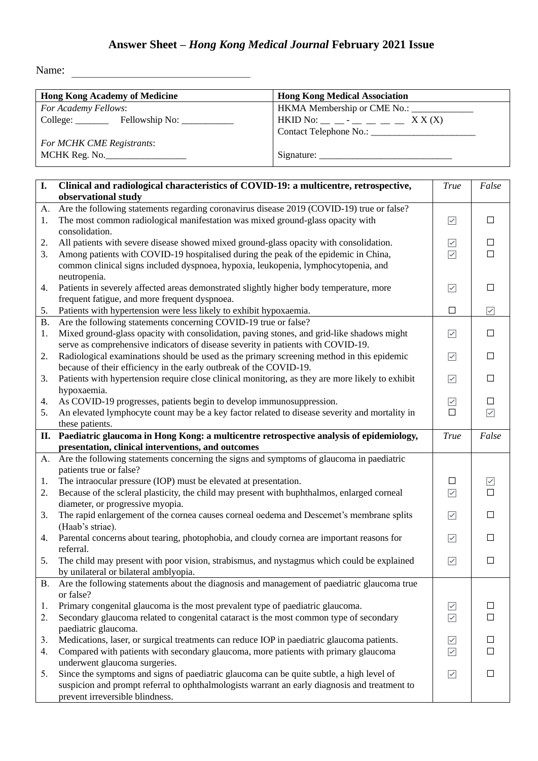# Answer Sheet – *Hong Kong Medical Journal* February 2021 Issue

Name: \_\_\_\_\_\_\_\_\_\_\_\_\_\_\_\_\_\_\_\_\_\_\_\_\_\_\_\_\_\_\_\_\_\_

| **Hong Kong Academy of Medicine** | **Hong Kong Medical Association** |
|---|---|
| *For Academy Fellows*:<br>College: \_\_\_\_\_\_\_ Fellowship No: \_\_\_\_\_\_\_\_\_\_\_<br><br>*For MCHK CME Registrants*:<br>MCHK Reg. No.\_\_\_\_\_\_\_\_\_\_\_\_\_\_\_\_\_ | HKMA Membership or CME No.: \_\_\_\_\_\_\_\_\_\_\_\_\_<br>HKID No: \_\_ \_\_ - \_\_ \_\_ \_\_ \_\_ X X (X)<br>Contact Telephone No.: \_\_\_\_\_\_\_\_\_\_\_\_\_\_\_\_\_\_\_\_\_\_<br><br>Signature: \_\_\_\_\_\_\_\_\_\_\_\_\_\_\_\_\_\_\_\_\_\_\_\_\_\_\_\_ |

| | **I. Clinical and radiological characteristics of COVID-19: a multicentre, retrospective, observational study** | *True* | *False* |
|---|---|---|---|
| A. | Are the following statements regarding coronavirus disease 2019 (COVID-19) true or false? | | |
| 1. | The most common radiological manifestation was mixed ground-glass opacity with consolidation. | ☑ | ☐ |
| 2. | All patients with severe disease showed mixed ground-glass opacity with consolidation. | ☑ | ☐ |
| 3. | Among patients with COVID-19 hospitalised during the peak of the epidemic in China, common clinical signs included dyspnoea, hypoxia, leukopenia, lymphocytopenia, and neutropenia. | ☑ | ☐ |
| 4. | Patients in severely affected areas demonstrated slightly higher body temperature, more frequent fatigue, and more frequent dyspnoea. | ☑ | ☐ |
| 5. | Patients with hypertension were less likely to exhibit hypoxaemia. | ☐ | ☑ |
| B. | Are the following statements concerning COVID-19 true or false? | | |
| 1. | Mixed ground-glass opacity with consolidation, paving stones, and grid-like shadows might serve as comprehensive indicators of disease severity in patients with COVID-19. | ☑ | ☐ |
| 2. | Radiological examinations should be used as the primary screening method in this epidemic because of their efficiency in the early outbreak of the COVID-19. | ☑ | ☐ |
| 3. | Patients with hypertension require close clinical monitoring, as they are more likely to exhibit hypoxaemia. | ☑ | ☐ |
| 4. | As COVID-19 progresses, patients begin to develop immunosuppression. | ☑ | ☐ |
| 5. | An elevated lymphocyte count may be a key factor related to disease severity and mortality in these patients. | ☐ | ☑ |

| | **II. Paediatric glaucoma in Hong Kong: a multicentre retrospective analysis of epidemiology, presentation, clinical interventions, and outcomes** | *True* | *False* |
|---|---|---|---|
| A. | Are the following statements concerning the signs and symptoms of glaucoma in paediatric patients true or false? | | |
| 1. | The intraocular pressure (IOP) must be elevated at presentation. | ☐ | ☑ |
| 2. | Because of the scleral plasticity, the child may present with buphthalmos, enlarged corneal diameter, or progressive myopia. | ☑ | ☐ |
| 3. | The rapid enlargement of the cornea causes corneal oedema and Descemet's membrane splits (Haab's striae). | ☑ | ☐ |
| 4. | Parental concerns about tearing, photophobia, and cloudy cornea are important reasons for referral. | ☑ | ☐ |
| 5. | The child may present with poor vision, strabismus, and nystagmus which could be explained by unilateral or bilateral amblyopia. | ☑ | ☐ |
| B. | Are the following statements about the diagnosis and management of paediatric glaucoma true or false? | | |
| 1. | Primary congenital glaucoma is the most prevalent type of paediatric glaucoma. | ☑ | ☐ |
| 2. | Secondary glaucoma related to congenital cataract is the most common type of secondary paediatric glaucoma. | ☑ | ☐ |
| 3. | Medications, laser, or surgical treatments can reduce IOP in paediatric glaucoma patients. | ☑ | ☐ |
| 4. | Compared with patients with secondary glaucoma, more patients with primary glaucoma underwent glaucoma surgeries. | ☑ | ☐ |
| 5. | Since the symptoms and signs of paediatric glaucoma can be quite subtle, a high level of suspicion and prompt referral to ophthalmologists warrant an early diagnosis and treatment to prevent irreversible blindness. | ☑ | ☐ |